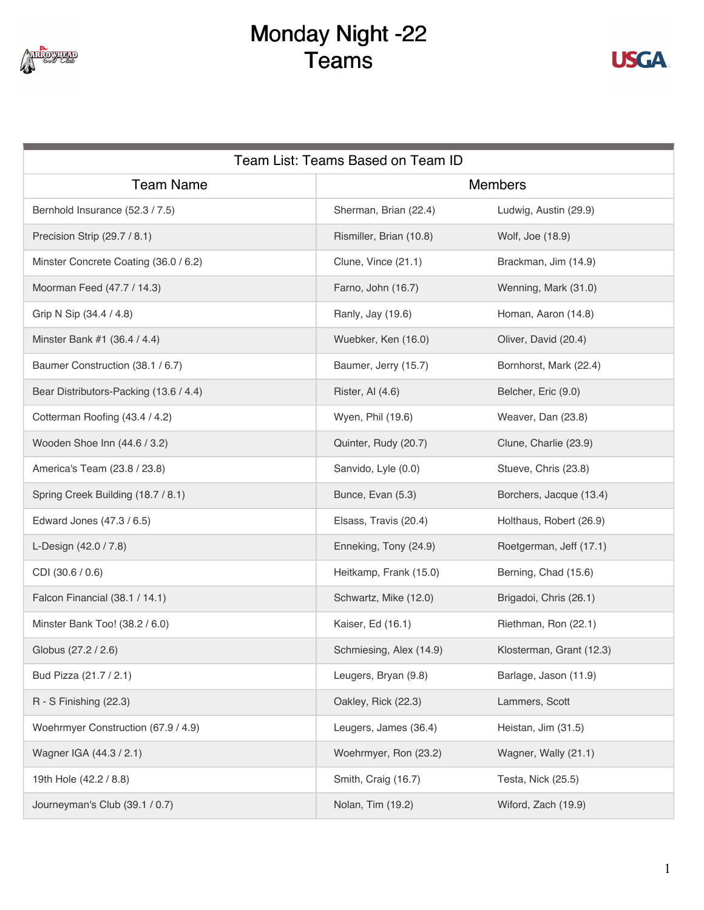# Monday Night -22
# Teams

| Team List: Teams Based on Team ID | | |
| --- | --- | --- |
| **Team Name** | **Members** | |
| Bernhold Insurance (52.3 / 7.5) | Sherman, Brian (22.4) | Ludwig, Austin (29.9) |
| Precision Strip (29.7 / 8.1) | Rismiller, Brian (10.8) | Wolf, Joe (18.9) |
| Minster Concrete Coating (36.0 / 6.2) | Clune, Vince (21.1) | Brackman, Jim (14.9) |
| Moorman Feed (47.7 / 14.3) | Farno, John (16.7) | Wenning, Mark (31.0) |
| Grip N Sip (34.4 / 4.8) | Ranly, Jay (19.6) | Homan, Aaron (14.8) |
| Minster Bank #1 (36.4 / 4.4) | Wuebker, Ken (16.0) | Oliver, David (20.4) |
| Baumer Construction (38.1 / 6.7) | Baumer, Jerry (15.7) | Bornhorst, Mark (22.4) |
| Bear Distributors-Packing (13.6 / 4.4) | Rister, Al (4.6) | Belcher, Eric (9.0) |
| Cotterman Roofing (43.4 / 4.2) | Wyen, Phil (19.6) | Weaver, Dan (23.8) |
| Wooden Shoe Inn (44.6 / 3.2) | Quinter, Rudy (20.7) | Clune, Charlie (23.9) |
| America's Team (23.8 / 23.8) | Sanvido, Lyle (0.0) | Stueve, Chris (23.8) |
| Spring Creek Building (18.7 / 8.1) | Bunce, Evan (5.3) | Borchers, Jacque (13.4) |
| Edward Jones (47.3 / 6.5) | Elsass, Travis (20.4) | Holthaus, Robert (26.9) |
| L-Design (42.0 / 7.8) | Enneking, Tony (24.9) | Roetgerman, Jeff (17.1) |
| CDI (30.6 / 0.6) | Heitkamp, Frank (15.0) | Berning, Chad (15.6) |
| Falcon Financial (38.1 / 14.1) | Schwartz, Mike (12.0) | Brigadoi, Chris (26.1) |
| Minster Bank Too! (38.2 / 6.0) | Kaiser, Ed (16.1) | Riethman, Ron (22.1) |
| Globus (27.2 / 2.6) | Schmiesing, Alex (14.9) | Klosterman, Grant (12.3) |
| Bud Pizza (21.7 / 2.1) | Leugers, Bryan (9.8) | Barlage, Jason (11.9) |
| R - S Finishing (22.3) | Oakley, Rick (22.3) | Lammers, Scott |
| Woehrmyer Construction (67.9 / 4.9) | Leugers, James (36.4) | Heistan, Jim (31.5) |
| Wagner IGA (44.3 / 2.1) | Woehrmyer, Ron (23.2) | Wagner, Wally (21.1) |
| 19th Hole (42.2 / 8.8) | Smith, Craig (16.7) | Testa, Nick (25.5) |
| Journeyman's Club (39.1 / 0.7) | Nolan, Tim (19.2) | Wiford, Zach (19.9) |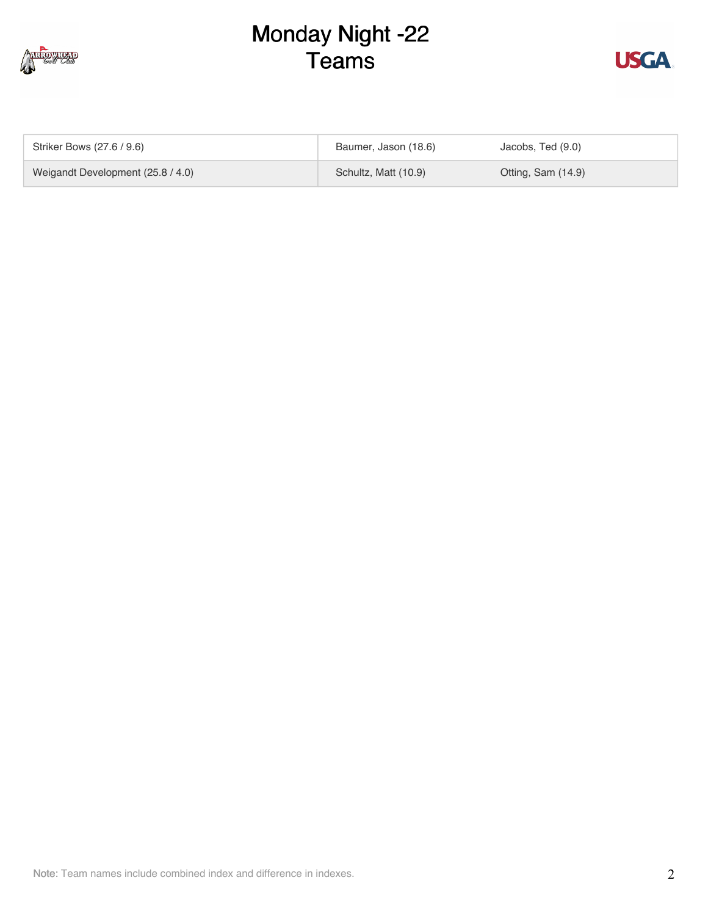# Monday Night -22
## Teams

| | | |
|---|---|---|
| Striker Bows (27.6 / 9.6) | Baumer, Jason (18.6) | Jacobs, Ted (9.0) |
| Weigandt Development (25.8 / 4.0) | Schultz, Matt (10.9) | Otting, Sam (14.9) |

**Note:** Team names include combined index and difference in indexes.